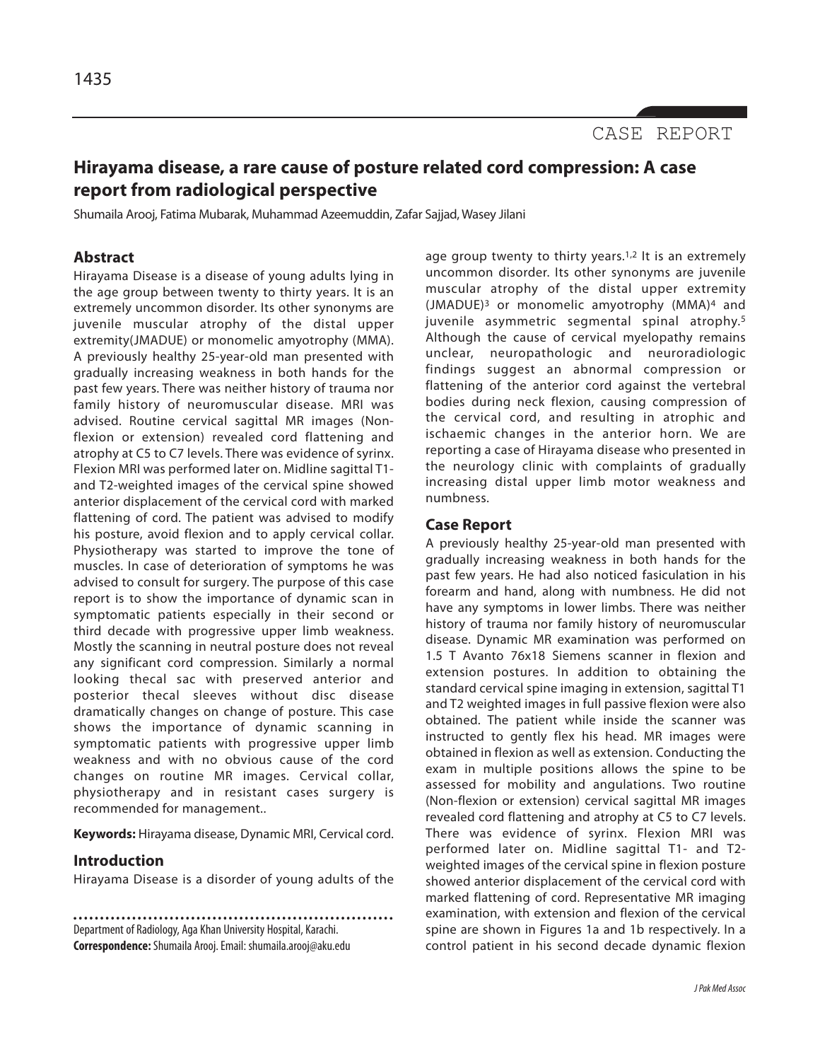CASE REPORT

# Hirayama disease, a rare cause of posture related cord compression: A case report from radiological perspective

Shumaila Arooj, Fatima Mubarak, Muhammad Azeemuddin, Zafar Sajjad, Wasey Jilani

## Abstract

Hirayama Disease is a disease of young adults lying in the age group between twenty to thirty years. It is an extremely uncommon disorder. Its other synonyms are juvenile muscular atrophy of the distal upper extremity(JMADUE) or monomelic amyotrophy (MMA). A previously healthy 25-year-old man presented with gradually increasing weakness in both hands for the past few years. There was neither history of trauma nor family history of neuromuscular disease. MRI was advised. Routine cervical sagittal MR images (Non-flexion or extension) revealed cord flattening and atrophy at C5 to C7 levels. There was evidence of syrinx. Flexion MRI was performed later on. Midline sagittal T1- and T2-weighted images of the cervical spine showed anterior displacement of the cervical cord with marked flattening of cord. The patient was advised to modify his posture, avoid flexion and to apply cervical collar. Physiotherapy was started to improve the tone of muscles. In case of deterioration of symptoms he was advised to consult for surgery. The purpose of this case report is to show the importance of dynamic scan in symptomatic patients especially in their second or third decade with progressive upper limb weakness. Mostly the scanning in neutral posture does not reveal any significant cord compression. Similarly a normal looking thecal sac with preserved anterior and posterior thecal sleeves without disc disease dramatically changes on change of posture. This case shows the importance of dynamic scanning in symptomatic patients with progressive upper limb weakness and with no obvious cause of the cord changes on routine MR images. Cervical collar, physiotherapy and in resistant cases surgery is recommended for management..

**Keywords:** Hirayama disease, Dynamic MRI, Cervical cord.

## Introduction

Hirayama Disease is a disorder of young adults of the age group twenty to thirty years.[1,2] It is an extremely uncommon disorder. Its other synonyms are juvenile muscular atrophy of the distal upper extremity (JMADUE)[3] or monomelic amyotrophy (MMA)[4] and juvenile asymmetric segmental spinal atrophy.[5] Although the cause of cervical myelopathy remains unclear, neuropathologic and neuroradiologic findings suggest an abnormal compression or flattening of the anterior cord against the vertebral bodies during neck flexion, causing compression of the cervical cord, and resulting in atrophic and ischaemic changes in the anterior horn. We are reporting a case of Hirayama disease who presented in the neurology clinic with complaints of gradually increasing distal upper limb motor weakness and numbness.

## Case Report

A previously healthy 25-year-old man presented with gradually increasing weakness in both hands for the past few years. He had also noticed fasiculation in his forearm and hand, along with numbness. He did not have any symptoms in lower limbs. There was neither history of trauma nor family history of neuromuscular disease. Dynamic MR examination was performed on 1.5 T Avanto 76x18 Siemens scanner in flexion and extension postures. In addition to obtaining the standard cervical spine imaging in extension, sagittal T1 and T2 weighted images in full passive flexion were also obtained. The patient while inside the scanner was instructed to gently flex his head. MR images were obtained in flexion as well as extension. Conducting the exam in multiple positions allows the spine to be assessed for mobility and angulations. Two routine (Non-flexion or extension) cervical sagittal MR images revealed cord flattening and atrophy at C5 to C7 levels. There was evidence of syrinx. Flexion MRI was performed later on. Midline sagittal T1- and T2-weighted images of the cervical spine in flexion posture showed anterior displacement of the cervical cord with marked flattening of cord. Representative MR imaging examination, with extension and flexion of the cervical spine are shown in Figures 1a and 1b respectively. In a control patient in his second decade dynamic flexion

Department of Radiology, Aga Khan University Hospital, Karachi.

**Correspondence:** Shumaila Arooj. Email: shumaila.arooj@aku.edu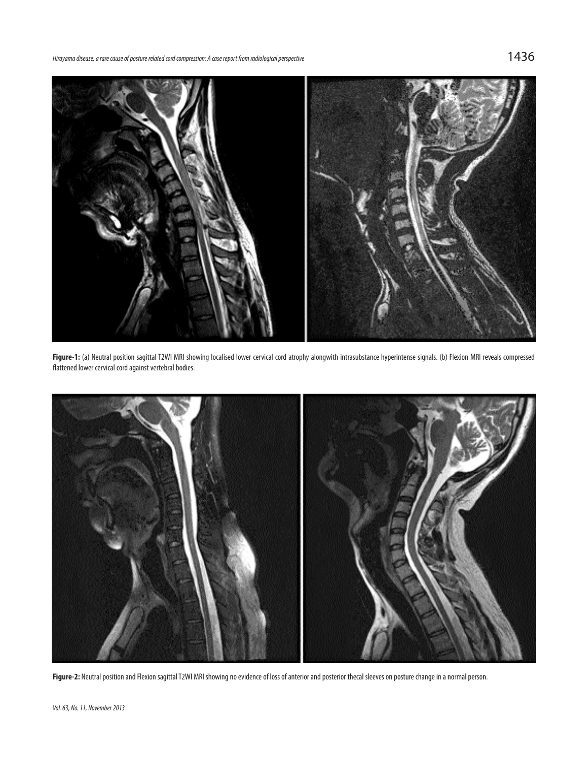**Figure-1:** (a) Neutral position sagittal T2WI MRI showing localised lower cervical cord atrophy alongwith intrasubstance hyperintense signals. (b) Flexion MRI reveals compressed flattened lower cervical cord against vertebral bodies.

**Figure-2:** Neutral position and Flexion sagittal T2WI MRI showing no evidence of loss of anterior and posterior thecal sleeves on posture change in a normal person.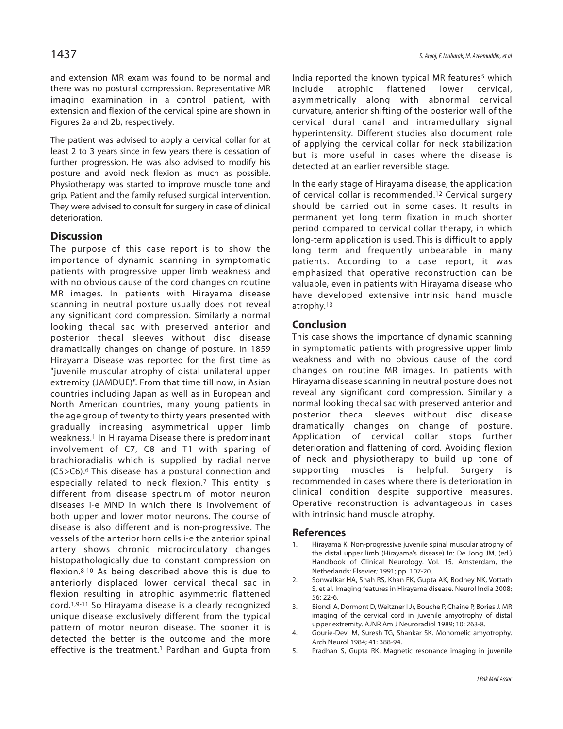and extension MR exam was found to be normal and there was no postural compression. Representative MR imaging examination in a control patient, with extension and flexion of the cervical spine are shown in Figures 2a and 2b, respectively.

The patient was advised to apply a cervical collar for at least 2 to 3 years since in few years there is cessation of further progression. He was also advised to modify his posture and avoid neck flexion as much as possible. Physiotherapy was started to improve muscle tone and grip. Patient and the family refused surgical intervention. They were advised to consult for surgery in case of clinical deterioration.

## Discussion

The purpose of this case report is to show the importance of dynamic scanning in symptomatic patients with progressive upper limb weakness and with no obvious cause of the cord changes on routine MR images. In patients with Hirayama disease scanning in neutral posture usually does not reveal any significant cord compression. Similarly a normal looking thecal sac with preserved anterior and posterior thecal sleeves without disc disease dramatically changes on change of posture. In 1859 Hirayama Disease was reported for the first time as "juvenile muscular atrophy of distal unilateral upper extremity (JAMDUE)". From that time till now, in Asian countries including Japan as well as in European and North American countries, many young patients in the age group of twenty to thirty years presented with gradually increasing asymmetrical upper limb weakness.[1] In Hirayama Disease there is predominant involvement of C7, C8 and T1 with sparing of brachioradialis which is supplied by radial nerve (C5>C6).[6] This disease has a postural connection and especially related to neck flexion.[7] This entity is different from disease spectrum of motor neuron diseases i-e MND in which there is involvement of both upper and lower motor neurons. The course of disease is also different and is non-progressive. The vessels of the anterior horn cells i-e the anterior spinal artery shows chronic microcirculatory changes histopathologically due to constant compression on flexion.[8-10] As being described above this is due to anteriorly displaced lower cervical thecal sac in flexion resulting in atrophic asymmetric flattened cord.[1,9-11] So Hirayama disease is a clearly recognized unique disease exclusively different from the typical pattern of motor neuron disease. The sooner it is detected the better is the outcome and the more effective is the treatment.[1] Pardhan and Gupta from India reported the known typical MR features[5] which include atrophic flattened lower cervical, asymmetrically along with abnormal cervical curvature, anterior shifting of the posterior wall of the cervical dural canal and intramedullary signal hyperintensity. Different studies also document role of applying the cervical collar for neck stabilization but is more useful in cases where the disease is detected at an earlier reversible stage.

In the early stage of Hirayama disease, the application of cervical collar is recommended.[12] Cervical surgery should be carried out in some cases. It results in permanent yet long term fixation in much shorter period compared to cervical collar therapy, in which long-term application is used. This is difficult to apply long term and frequently unbearable in many patients. According to a case report, it was emphasized that operative reconstruction can be valuable, even in patients with Hirayama disease who have developed extensive intrinsic hand muscle atrophy.[13]

## Conclusion

This case shows the importance of dynamic scanning in symptomatic patients with progressive upper limb weakness and with no obvious cause of the cord changes on routine MR images. In patients with Hirayama disease scanning in neutral posture does not reveal any significant cord compression. Similarly a normal looking thecal sac with preserved anterior and posterior thecal sleeves without disc disease dramatically changes on change of posture. Application of cervical collar stops further deterioration and flattening of cord. Avoiding flexion of neck and physiotherapy to build up tone of supporting muscles is helpful. Surgery is recommended in cases where there is deterioration in clinical condition despite supportive measures. Operative reconstruction is advantageous in cases with intrinsic hand muscle atrophy.

## References

1. Hirayama K. Non-progressive juvenile spinal muscular atrophy of the distal upper limb (Hirayama's disease) In: De Jong JM, (ed.) Handbook of Clinical Neurology. Vol. 15. Amsterdam, the Netherlands: Elsevier; 1991; pp 107-20.
2. Sonwalkar HA, Shah RS, Khan FK, Gupta AK, Bodhey NK, Vottath S, et al. Imaging features in Hirayama disease. Neurol India 2008; 56: 22-6.
3. Biondi A, Dormont D, Weitzner I Jr, Bouche P, Chaine P, Bories J. MR imaging of the cervical cord in juvenile amyotrophy of distal upper extremity. AJNR Am J Neuroradiol 1989; 10: 263-8.
4. Gourie-Devi M, Suresh TG, Shankar SK. Monomelic amyotrophy. Arch Neurol 1984; 41: 388-94.
5. Pradhan S, Gupta RK. Magnetic resonance imaging in juvenile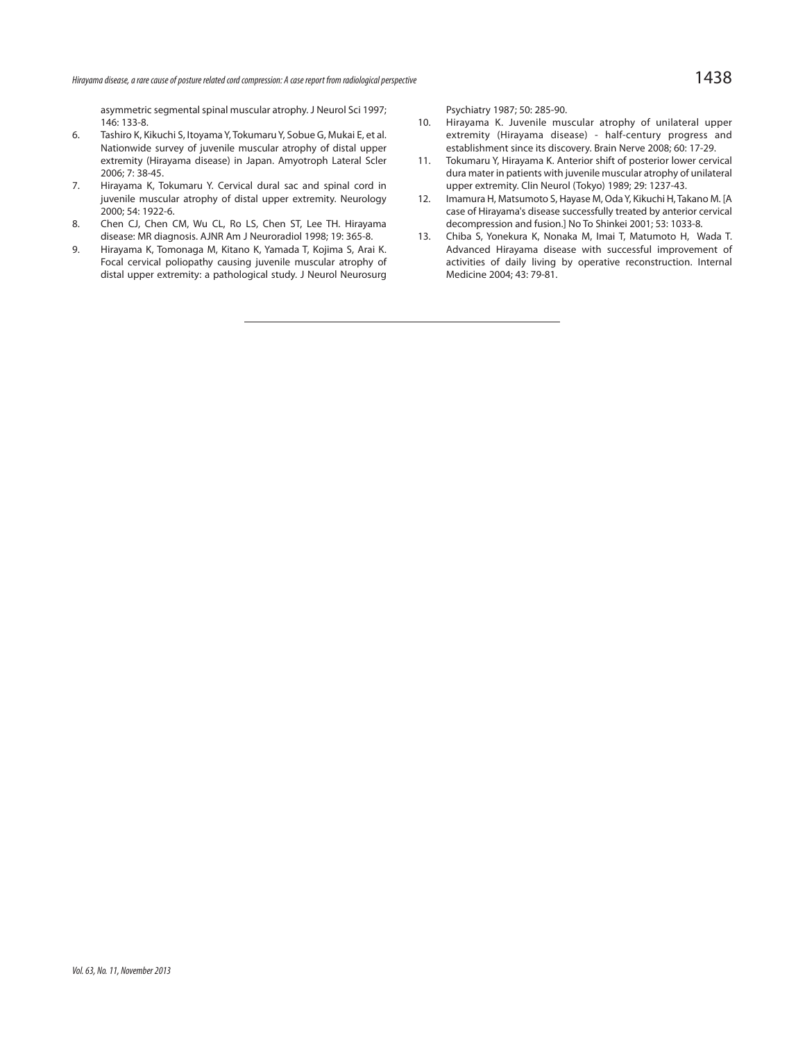asymmetric segmental spinal muscular atrophy. J Neurol Sci 1997; 146: 133-8.

6. Tashiro K, Kikuchi S, Itoyama Y, Tokumaru Y, Sobue G, Mukai E, et al. Nationwide survey of juvenile muscular atrophy of distal upper extremity (Hirayama disease) in Japan. Amyotroph Lateral Scler 2006; 7: 38-45.
7. Hirayama K, Tokumaru Y. Cervical dural sac and spinal cord in juvenile muscular atrophy of distal upper extremity. Neurology 2000; 54: 1922-6.
8. Chen CJ, Chen CM, Wu CL, Ro LS, Chen ST, Lee TH. Hirayama disease: MR diagnosis. AJNR Am J Neuroradiol 1998; 19: 365-8.
9. Hirayama K, Tomonaga M, Kitano K, Yamada T, Kojima S, Arai K. Focal cervical poliopathy causing juvenile muscular atrophy of distal upper extremity: a pathological study. J Neurol Neurosurg Psychiatry 1987; 50: 285-90.
10. Hirayama K. Juvenile muscular atrophy of unilateral upper extremity (Hirayama disease) - half-century progress and establishment since its discovery. Brain Nerve 2008; 60: 17-29.
11. Tokumaru Y, Hirayama K. Anterior shift of posterior lower cervical dura mater in patients with juvenile muscular atrophy of unilateral upper extremity. Clin Neurol (Tokyo) 1989; 29: 1237-43.
12. Imamura H, Matsumoto S, Hayase M, Oda Y, Kikuchi H, Takano M. [A case of Hirayama's disease successfully treated by anterior cervical decompression and fusion.] No To Shinkei 2001; 53: 1033-8.
13. Chiba S, Yonekura K, Nonaka M, Imai T, Matumoto H, Wada T. Advanced Hirayama disease with successful improvement of activities of daily living by operative reconstruction. Internal Medicine 2004; 43: 79-81.